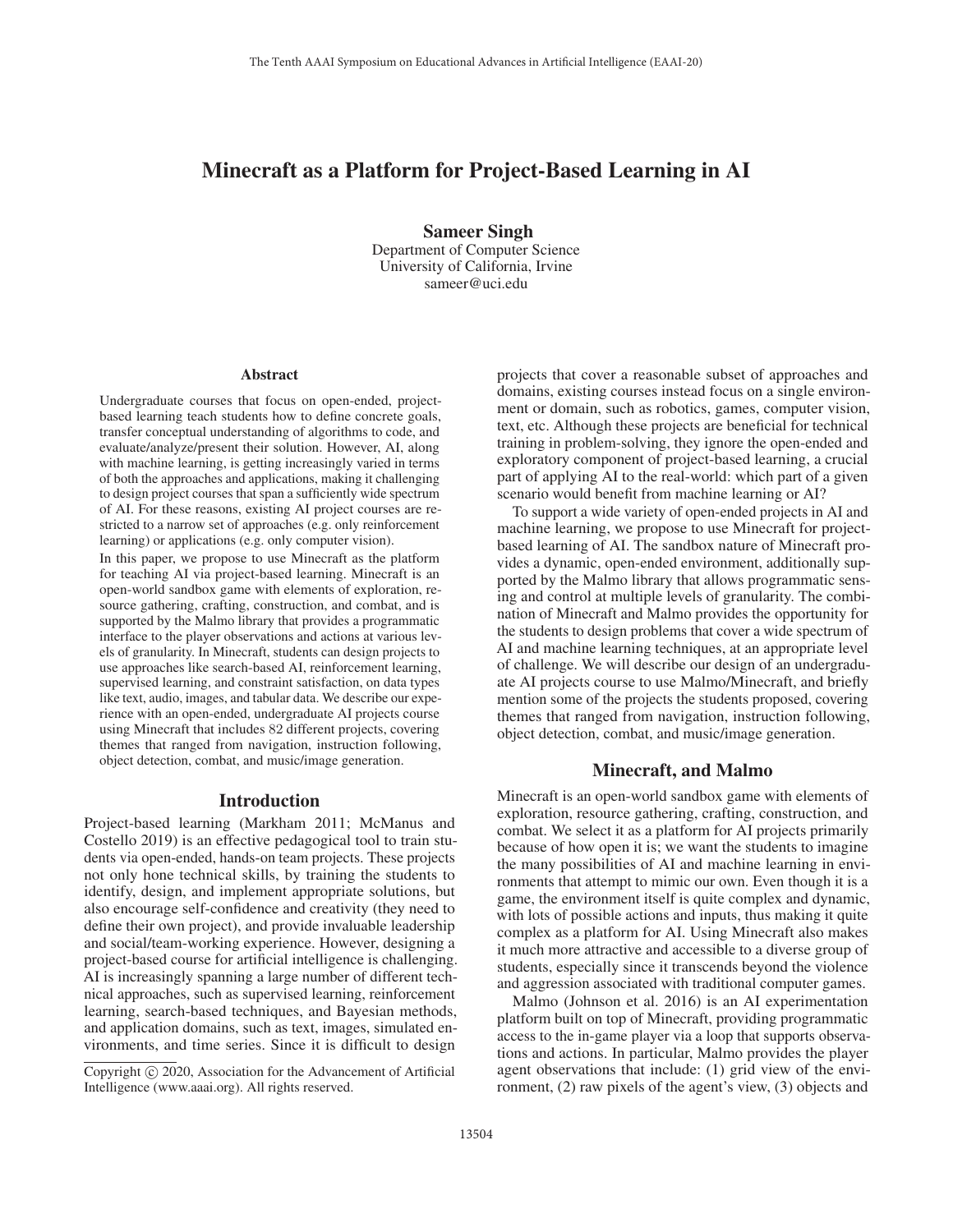# Minecraft as a Platform for Project-Based Learning in AI

**Sameer Singh**
Department of Computer Science
University of California, Irvine
sameer@uci.edu

## Abstract

Undergraduate courses that focus on open-ended, project-based learning teach students how to define concrete goals, transfer conceptual understanding of algorithms to code, and evaluate/analyze/present their solution. However, AI, along with machine learning, is getting increasingly varied in terms of both the approaches and applications, making it challenging to design project courses that span a sufficiently wide spectrum of AI. For these reasons, existing AI project courses are restricted to a narrow set of approaches (e.g. only reinforcement learning) or applications (e.g. only computer vision).

In this paper, we propose to use Minecraft as the platform for teaching AI via project-based learning. Minecraft is an open-world sandbox game with elements of exploration, resource gathering, crafting, construction, and combat, and is supported by the Malmo library that provides a programmatic interface to the player observations and actions at various levels of granularity. In Minecraft, students can design projects to use approaches like search-based AI, reinforcement learning, supervised learning, and constraint satisfaction, on data types like text, audio, images, and tabular data. We describe our experience with an open-ended, undergraduate AI projects course using Minecraft that includes 82 different projects, covering themes that ranged from navigation, instruction following, object detection, combat, and music/image generation.

## Introduction

Project-based learning (Markham 2011; McManus and Costello 2019) is an effective pedagogical tool to train students via open-ended, hands-on team projects. These projects not only hone technical skills, by training the students to identify, design, and implement appropriate solutions, but also encourage self-confidence and creativity (they need to define their own project), and provide invaluable leadership and social/team-working experience. However, designing a project-based course for artificial intelligence is challenging. AI is increasingly spanning a large number of different technical approaches, such as supervised learning, reinforcement learning, search-based techniques, and Bayesian methods, and application domains, such as text, images, simulated environments, and time series. Since it is difficult to design projects that cover a reasonable subset of approaches and domains, existing courses instead focus on a single environment or domain, such as robotics, games, computer vision, text, etc. Although these projects are beneficial for technical training in problem-solving, they ignore the open-ended and exploratory component of project-based learning, a crucial part of applying AI to the real-world: which part of a given scenario would benefit from machine learning or AI?

To support a wide variety of open-ended projects in AI and machine learning, we propose to use Minecraft for project-based learning of AI. The sandbox nature of Minecraft provides a dynamic, open-ended environment, additionally supported by the Malmo library that allows programmatic sensing and control at multiple levels of granularity. The combination of Minecraft and Malmo provides the opportunity for the students to design problems that cover a wide spectrum of AI and machine learning techniques, at an appropriate level of challenge. We will describe our design of an undergraduate AI projects course to use Malmo/Minecraft, and briefly mention some of the projects the students proposed, covering themes that ranged from navigation, instruction following, object detection, combat, and music/image generation.

Copyright © 2020, Association for the Advancement of Artificial Intelligence (www.aaai.org). All rights reserved.

## Minecraft, and Malmo

Minecraft is an open-world sandbox game with elements of exploration, resource gathering, crafting, construction, and combat. We select it as a platform for AI projects primarily because of how open it is; we want the students to imagine the many possibilities of AI and machine learning in environments that attempt to mimic our own. Even though it is a game, the environment itself is quite complex and dynamic, with lots of possible actions and inputs, thus making it quite complex as a platform for AI. Using Minecraft also makes it much more attractive and accessible to a diverse group of students, especially since it transcends beyond the violence and aggression associated with traditional computer games.

Malmo (Johnson et al. 2016) is an AI experimentation platform built on top of Minecraft, providing programmatic access to the in-game player via a loop that supports observations and actions. In particular, Malmo provides the player agent observations that include: (1) grid view of the environment, (2) raw pixels of the agent's view, (3) objects and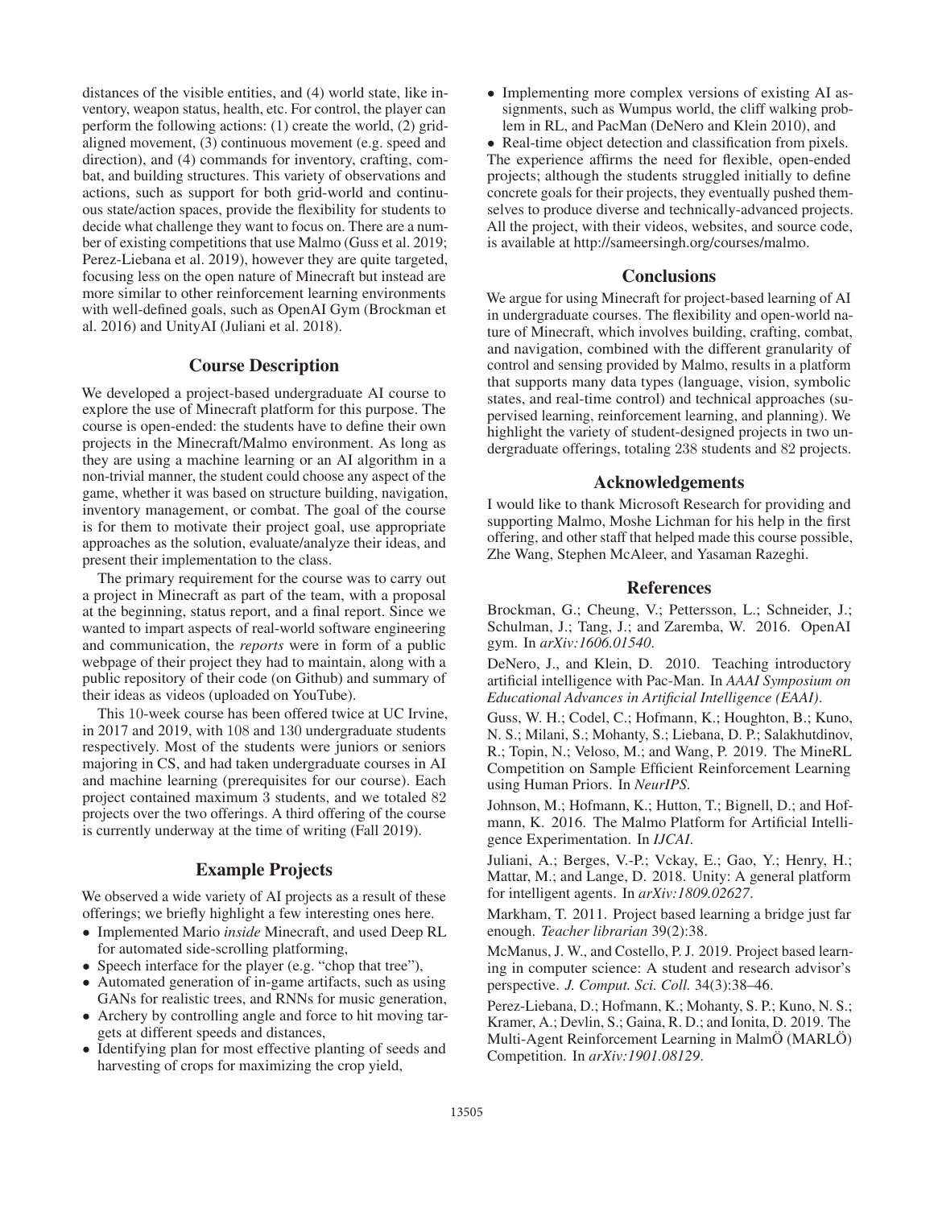distances of the visible entities, and (4) world state, like inventory, weapon status, health, etc. For control, the player can perform the following actions: (1) create the world, (2) grid-aligned movement, (3) continuous movement (e.g. speed and direction), and (4) commands for inventory, crafting, combat, and building structures. This variety of observations and actions, such as support for both grid-world and continuous state/action spaces, provide the flexibility for students to decide what challenge they want to focus on. There are a number of existing competitions that use Malmo (Guss et al. 2019; Perez-Liebana et al. 2019), however they are quite targeted, focusing less on the open nature of Minecraft but instead are more similar to other reinforcement learning environments with well-defined goals, such as OpenAI Gym (Brockman et al. 2016) and UnityAI (Juliani et al. 2018).

## Course Description

We developed a project-based undergraduate AI course to explore the use of Minecraft platform for this purpose. The course is open-ended: the students have to define their own projects in the Minecraft/Malmo environment. As long as they are using a machine learning or an AI algorithm in a non-trivial manner, the student could choose any aspect of the game, whether it was based on structure building, navigation, inventory management, or combat. The goal of the course is for them to motivate their project goal, use appropriate approaches as the solution, evaluate/analyze their ideas, and present their implementation to the class.

The primary requirement for the course was to carry out a project in Minecraft as part of the team, with a proposal at the beginning, status report, and a final report. Since we wanted to impart aspects of real-world software engineering and communication, the *reports* were in form of a public webpage of their project they had to maintain, along with a public repository of their code (on Github) and summary of their ideas as videos (uploaded on YouTube).

This 10-week course has been offered twice at UC Irvine, in 2017 and 2019, with 108 and 130 undergraduate students respectively. Most of the students were juniors or seniors majoring in CS, and had taken undergraduate courses in AI and machine learning (prerequisites for our course). Each project contained maximum 3 students, and we totaled 82 projects over the two offerings. A third offering of the course is currently underway at the time of writing (Fall 2019).

## Example Projects

We observed a wide variety of AI projects as a result of these offerings; we briefly highlight a few interesting ones here.

- Implemented Mario *inside* Minecraft, and used Deep RL for automated side-scrolling platforming,
- Speech interface for the player (e.g. "chop that tree"),
- Automated generation of in-game artifacts, such as using GANs for realistic trees, and RNNs for music generation,
- Archery by controlling angle and force to hit moving targets at different speeds and distances,
- Identifying plan for most effective planting of seeds and harvesting of crops for maximizing the crop yield,
- Implementing more complex versions of existing AI assignments, such as Wumpus world, the cliff walking problem in RL, and PacMan (DeNero and Klein 2010), and
- Real-time object detection and classification from pixels.

The experience affirms the need for flexible, open-ended projects; although the students struggled initially to define concrete goals for their projects, they eventually pushed themselves to produce diverse and technically-advanced projects. All the project, with their videos, websites, and source code, is available at http://sameersingh.org/courses/malmo.

## Conclusions

We argue for using Minecraft for project-based learning of AI in undergraduate courses. The flexibility and open-world nature of Minecraft, which involves building, crafting, combat, and navigation, combined with the different granularity of control and sensing provided by Malmo, results in a platform that supports many data types (language, vision, symbolic states, and real-time control) and technical approaches (supervised learning, reinforcement learning, and planning). We highlight the variety of student-designed projects in two undergraduate offerings, totaling 238 students and 82 projects.

## Acknowledgements

I would like to thank Microsoft Research for providing and supporting Malmo, Moshe Lichman for his help in the first offering, and other staff that helped made this course possible, Zhe Wang, Stephen McAleer, and Yasaman Razeghi.

## References

Brockman, G.; Cheung, V.; Pettersson, L.; Schneider, J.; Schulman, J.; Tang, J.; and Zaremba, W. 2016. OpenAI gym. In *arXiv:1606.01540*.

DeNero, J., and Klein, D. 2010. Teaching introductory artificial intelligence with Pac-Man. In *AAAI Symposium on Educational Advances in Artificial Intelligence (EAAI)*.

Guss, W. H.; Codel, C.; Hofmann, K.; Houghton, B.; Kuno, N. S.; Milani, S.; Mohanty, S.; Liebana, D. P.; Salakhutdinov, R.; Topin, N.; Veloso, M.; and Wang, P. 2019. The MineRL Competition on Sample Efficient Reinforcement Learning using Human Priors. In *NeurIPS*.

Johnson, M.; Hofmann, K.; Hutton, T.; Bignell, D.; and Hofmann, K. 2016. The Malmo Platform for Artificial Intelligence Experimentation. In *IJCAI*.

Juliani, A.; Berges, V.-P.; Vckay, E.; Gao, Y.; Henry, H.; Mattar, M.; and Lange, D. 2018. Unity: A general platform for intelligent agents. In *arXiv:1809.02627*.

Markham, T. 2011. Project based learning a bridge just far enough. *Teacher librarian* 39(2):38.

McManus, J. W., and Costello, P. J. 2019. Project based learning in computer science: A student and research advisor's perspective. *J. Comput. Sci. Coll.* 34(3):38–46.

Perez-Liebana, D.; Hofmann, K.; Mohanty, S. P.; Kuno, N. S.; Kramer, A.; Devlin, S.; Gaina, R. D.; and Ionita, D. 2019. The Multi-Agent Reinforcement Learning in MalmÖ (MARLÖ) Competition. In *arXiv:1901.08129*.